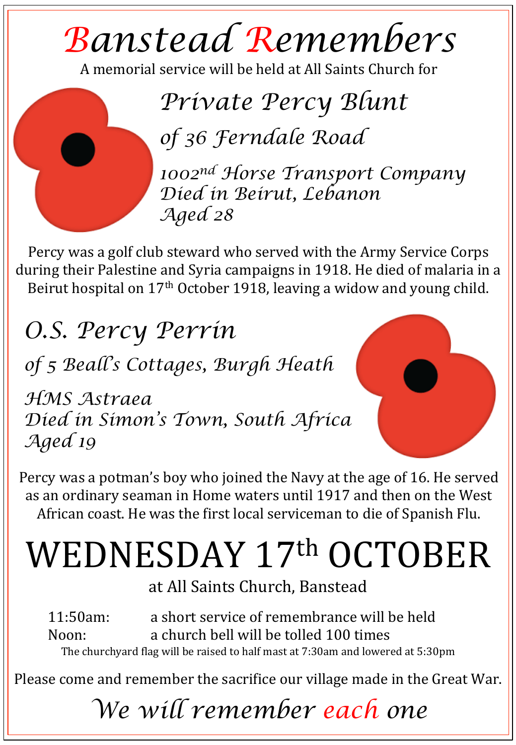# Banstead Remembers

A memorial service will be held at All Saints Church for

## *Private Percy Blunt*

*of 36 Ferndale Road*

*1002nd Horse Transport Company*
*Died in Beirut, Lebanon*
*Aged 28*

Percy was a golf club steward who served with the Army Service Corps during their Palestine and Syria campaigns in 1918. He died of malaria in a Beirut hospital on 17th October 1918, leaving a widow and young child.

## *O.S. Percy Perrin*

*of 5 Beall's Cottages, Burgh Heath*

*HMS Astraea*
*Died in Simon's Town, South Africa*
*Aged 19*

Percy was a potman's boy who joined the Navy at the age of 16. He served as an ordinary seaman in Home waters until 1917 and then on the West African coast. He was the first local serviceman to die of Spanish Flu.

# WEDNESDAY 17th OCTOBER

at All Saints Church, Banstead

11:50am: a short service of remembrance will be held
Noon: a church bell will be tolled 100 times

The churchyard flag will be raised to half mast at 7:30am and lowered at 5:30pm

Please come and remember the sacrifice our village made in the Great War.

*We will remember each one*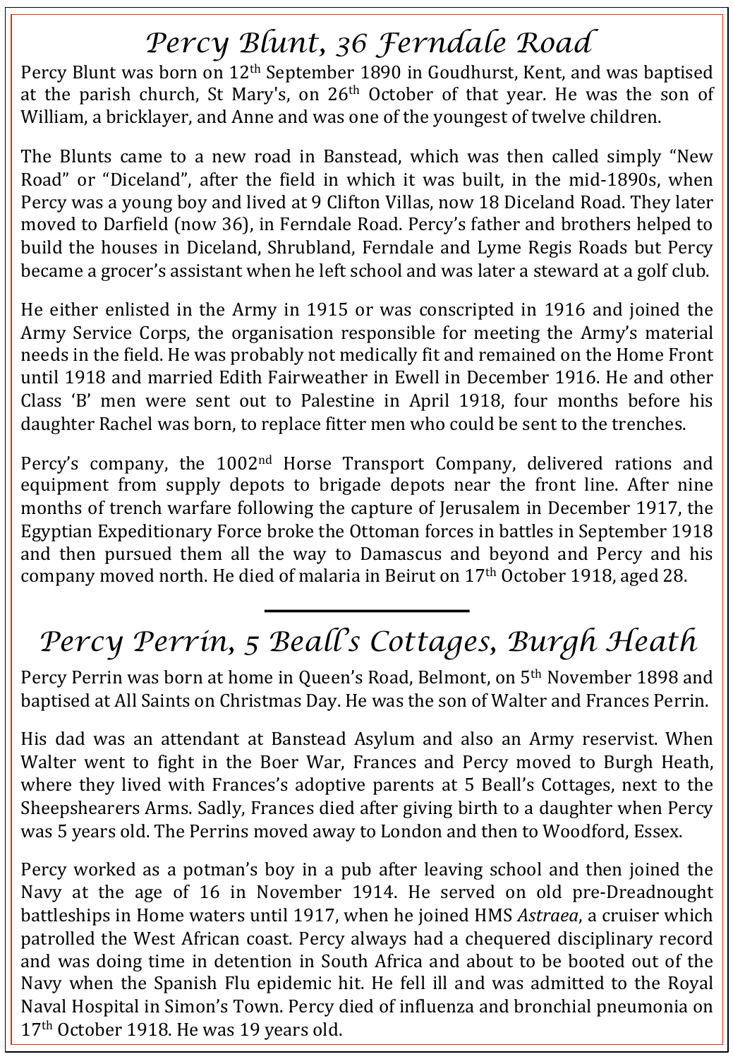# Percy Blunt, 36 Ferndale Road

Percy Blunt was born on 12th September 1890 in Goudhurst, Kent, and was baptised at the parish church, St Mary's, on 26th October of that year. He was the son of William, a bricklayer, and Anne and was one of the youngest of twelve children.

The Blunts came to a new road in Banstead, which was then called simply "New Road" or "Diceland", after the field in which it was built, in the mid-1890s, when Percy was a young boy and lived at 9 Clifton Villas, now 18 Diceland Road. They later moved to Darfield (now 36), in Ferndale Road. Percy's father and brothers helped to build the houses in Diceland, Shrubland, Ferndale and Lyme Regis Roads but Percy became a grocer's assistant when he left school and was later a steward at a golf club.

He either enlisted in the Army in 1915 or was conscripted in 1916 and joined the Army Service Corps, the organisation responsible for meeting the Army's material needs in the field. He was probably not medically fit and remained on the Home Front until 1918 and married Edith Fairweather in Ewell in December 1916. He and other Class 'B' men were sent out to Palestine in April 1918, four months before his daughter Rachel was born, to replace fitter men who could be sent to the trenches.

Percy's company, the 1002nd Horse Transport Company, delivered rations and equipment from supply depots to brigade depots near the front line. After nine months of trench warfare following the capture of Jerusalem in December 1917, the Egyptian Expeditionary Force broke the Ottoman forces in battles in September 1918 and then pursued them all the way to Damascus and beyond and Percy and his company moved north. He died of malaria in Beirut on 17th October 1918, aged 28.

---

# Percy Perrin, 5 Beall's Cottages, Burgh Heath

Percy Perrin was born at home in Queen's Road, Belmont, on 5th November 1898 and baptised at All Saints on Christmas Day. He was the son of Walter and Frances Perrin.

His dad was an attendant at Banstead Asylum and also an Army reservist. When Walter went to fight in the Boer War, Frances and Percy moved to Burgh Heath, where they lived with Frances's adoptive parents at 5 Beall's Cottages, next to the Sheepshearers Arms. Sadly, Frances died after giving birth to a daughter when Percy was 5 years old. The Perrins moved away to London and then to Woodford, Essex.

Percy worked as a potman's boy in a pub after leaving school and then joined the Navy at the age of 16 in November 1914. He served on old pre-Dreadnought battleships in Home waters until 1917, when he joined HMS *Astraea*, a cruiser which patrolled the West African coast. Percy always had a chequered disciplinary record and was doing time in detention in South Africa and about to be booted out of the Navy when the Spanish Flu epidemic hit. He fell ill and was admitted to the Royal Naval Hospital in Simon's Town. Percy died of influenza and bronchial pneumonia on 17th October 1918. He was 19 years old.